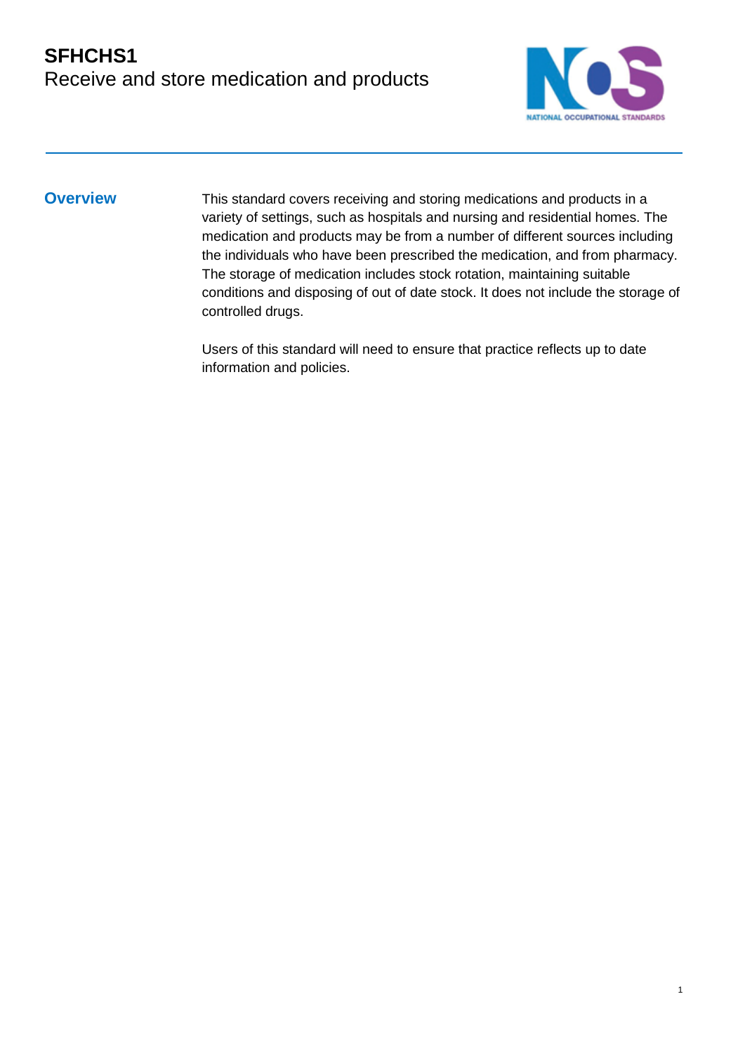# SFHCHS1

Receive and store medication and products

## Overview

This standard covers receiving and storing medications and products in a variety of settings, such as hospitals and nursing and residential homes. The medication and products may be from a number of different sources including the individuals who have been prescribed the medication, and from pharmacy. The storage of medication includes stock rotation, maintaining suitable conditions and disposing of out of date stock. It does not include the storage of controlled drugs.

Users of this standard will need to ensure that practice reflects up to date information and policies.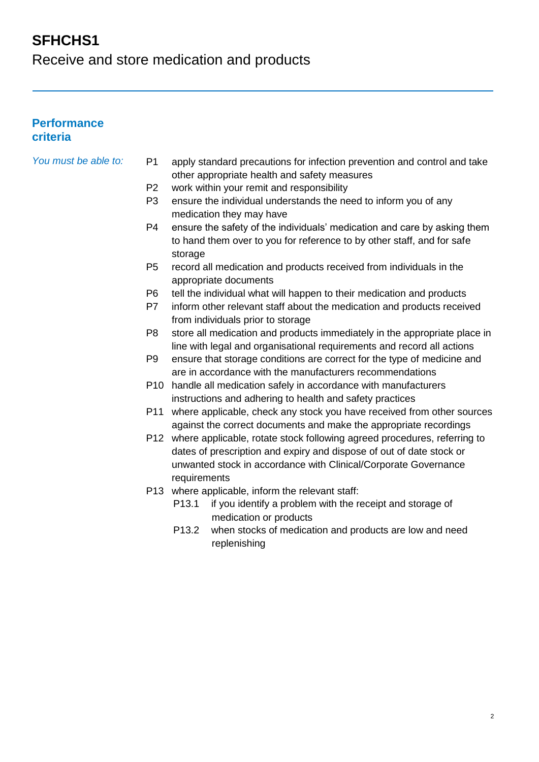# SFHCHS1
Receive and store medication and products

## Performance criteria

*You must be able to:*

- P1 apply standard precautions for infection prevention and control and take other appropriate health and safety measures
- P2 work within your remit and responsibility
- P3 ensure the individual understands the need to inform you of any medication they may have
- P4 ensure the safety of the individuals' medication and care by asking them to hand them over to you for reference to by other staff, and for safe storage
- P5 record all medication and products received from individuals in the appropriate documents
- P6 tell the individual what will happen to their medication and products
- P7 inform other relevant staff about the medication and products received from individuals prior to storage
- P8 store all medication and products immediately in the appropriate place in line with legal and organisational requirements and record all actions
- P9 ensure that storage conditions are correct for the type of medicine and are in accordance with the manufacturers recommendations
- P10 handle all medication safely in accordance with manufacturers instructions and adhering to health and safety practices
- P11 where applicable, check any stock you have received from other sources against the correct documents and make the appropriate recordings
- P12 where applicable, rotate stock following agreed procedures, referring to dates of prescription and expiry and dispose of out of date stock or unwanted stock in accordance with Clinical/Corporate Governance requirements
- P13 where applicable, inform the relevant staff:
  - P13.1 if you identify a problem with the receipt and storage of medication or products
  - P13.2 when stocks of medication and products are low and need replenishing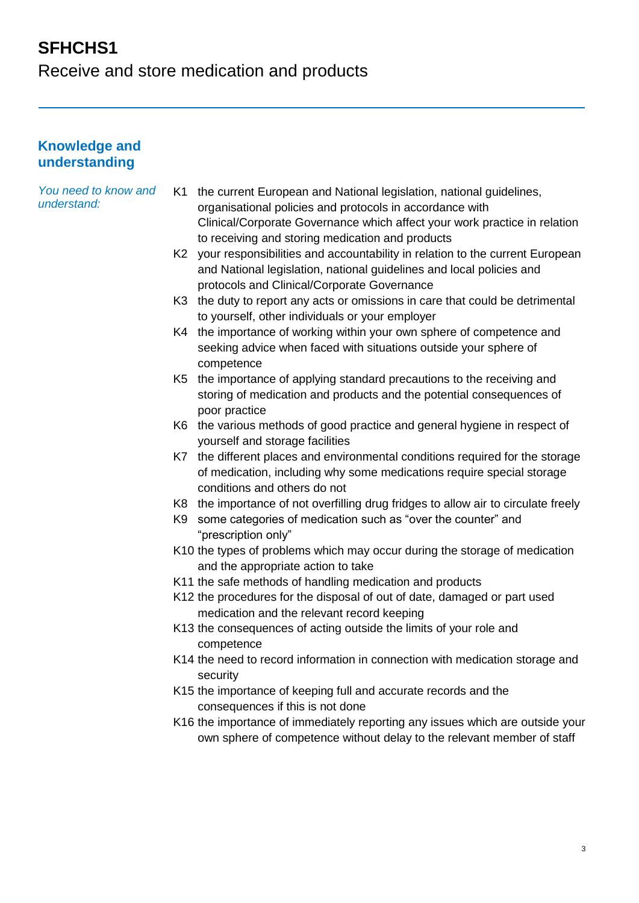# SFHCHS1
Receive and store medication and products

## Knowledge and understanding

*You need to know and understand:*

- K1 the current European and National legislation, national guidelines, organisational policies and protocols in accordance with Clinical/Corporate Governance which affect your work practice in relation to receiving and storing medication and products
- K2 your responsibilities and accountability in relation to the current European and National legislation, national guidelines and local policies and protocols and Clinical/Corporate Governance
- K3 the duty to report any acts or omissions in care that could be detrimental to yourself, other individuals or your employer
- K4 the importance of working within your own sphere of competence and seeking advice when faced with situations outside your sphere of competence
- K5 the importance of applying standard precautions to the receiving and storing of medication and products and the potential consequences of poor practice
- K6 the various methods of good practice and general hygiene in respect of yourself and storage facilities
- K7 the different places and environmental conditions required for the storage of medication, including why some medications require special storage conditions and others do not
- K8 the importance of not overfilling drug fridges to allow air to circulate freely
- K9 some categories of medication such as “over the counter” and “prescription only”
- K10 the types of problems which may occur during the storage of medication and the appropriate action to take
- K11 the safe methods of handling medication and products
- K12 the procedures for the disposal of out of date, damaged or part used medication and the relevant record keeping
- K13 the consequences of acting outside the limits of your role and competence
- K14 the need to record information in connection with medication storage and security
- K15 the importance of keeping full and accurate records and the consequences if this is not done
- K16 the importance of immediately reporting any issues which are outside your own sphere of competence without delay to the relevant member of staff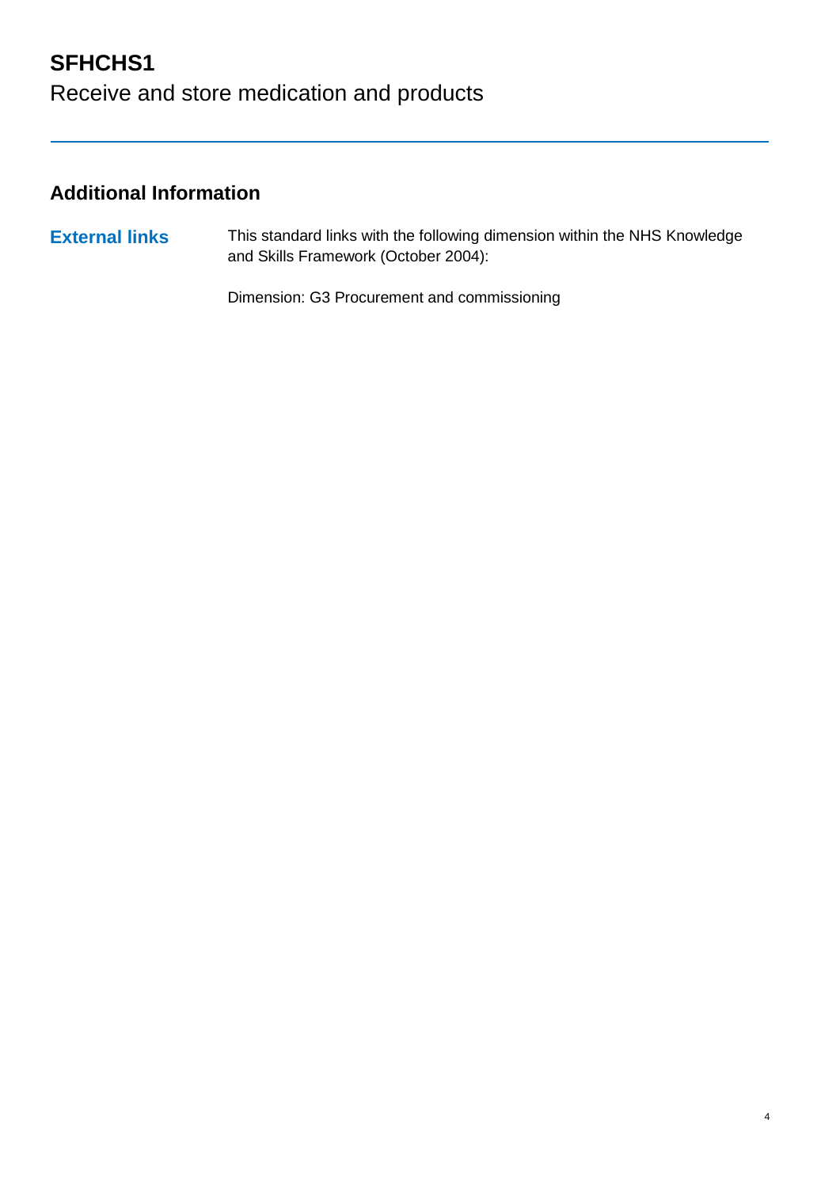# SFHCHS1

Receive and store medication and products

## Additional Information

| | |
|---|---|
| **External links** | This standard links with the following dimension within the NHS Knowledge and Skills Framework (October 2004):<br><br>Dimension: G3 Procurement and commissioning |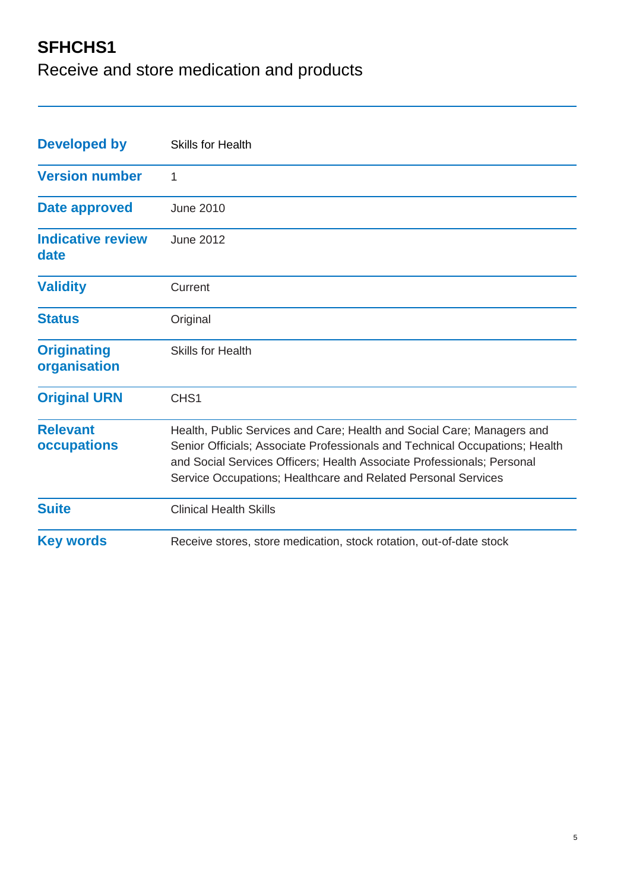# SFHCHS1

Receive and store medication and products

| | |
|---|---|
| **Developed by** | Skills for Health |
| **Version number** | 1 |
| **Date approved** | June 2010 |
| **Indicative review date** | June 2012 |
| **Validity** | Current |
| **Status** | Original |
| **Originating organisation** | Skills for Health |
| **Original URN** | CHS1 |
| **Relevant occupations** | Health, Public Services and Care; Health and Social Care; Managers and Senior Officials; Associate Professionals and Technical Occupations; Health and Social Services Officers; Health Associate Professionals; Personal Service Occupations; Healthcare and Related Personal Services |
| **Suite** | Clinical Health Skills |
| **Key words** | Receive stores, store medication, stock rotation, out-of-date stock |